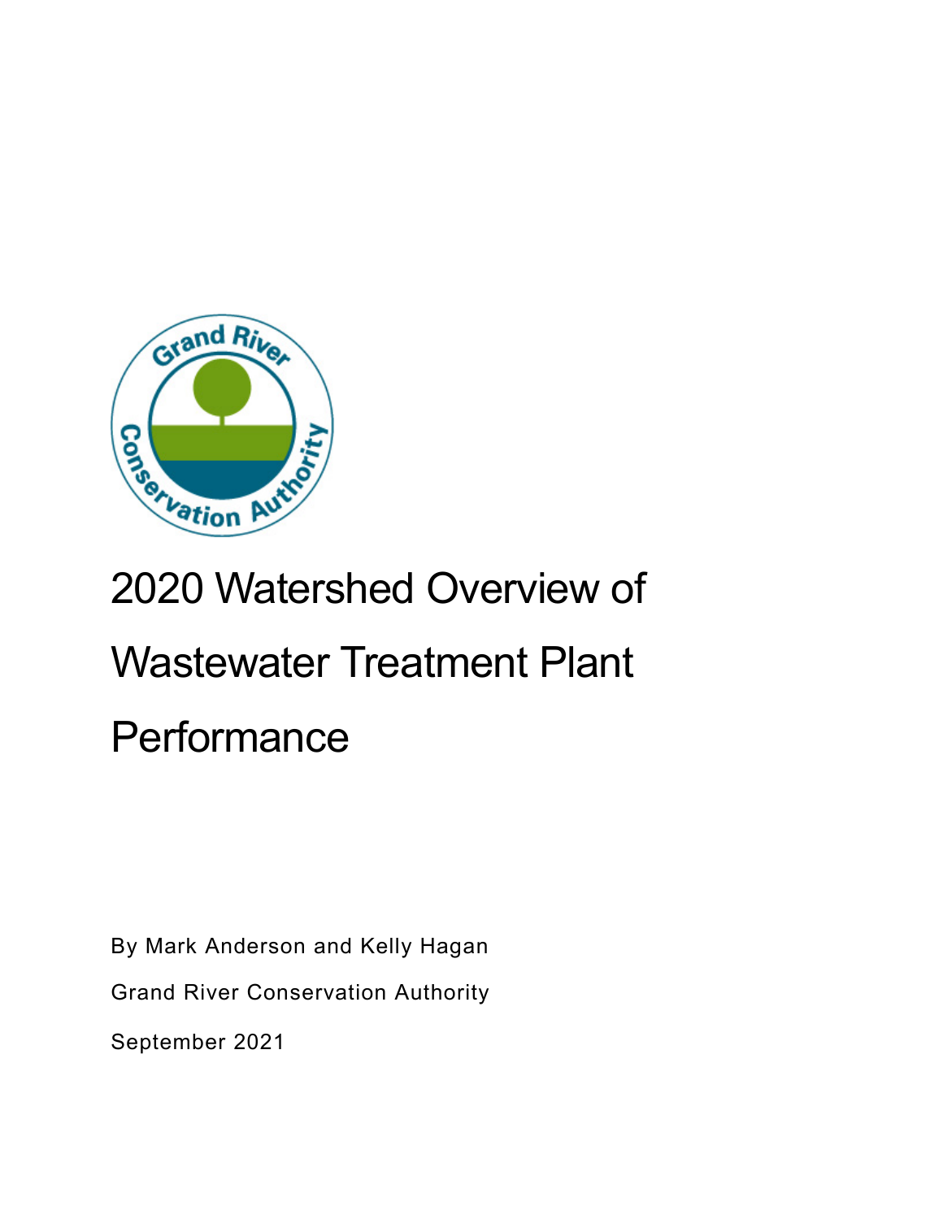# 2020 Watershed Overview of Wastewater Treatment Plant Performance

By Mark Anderson and Kelly Hagan

Grand River Conservation Authority

September 2021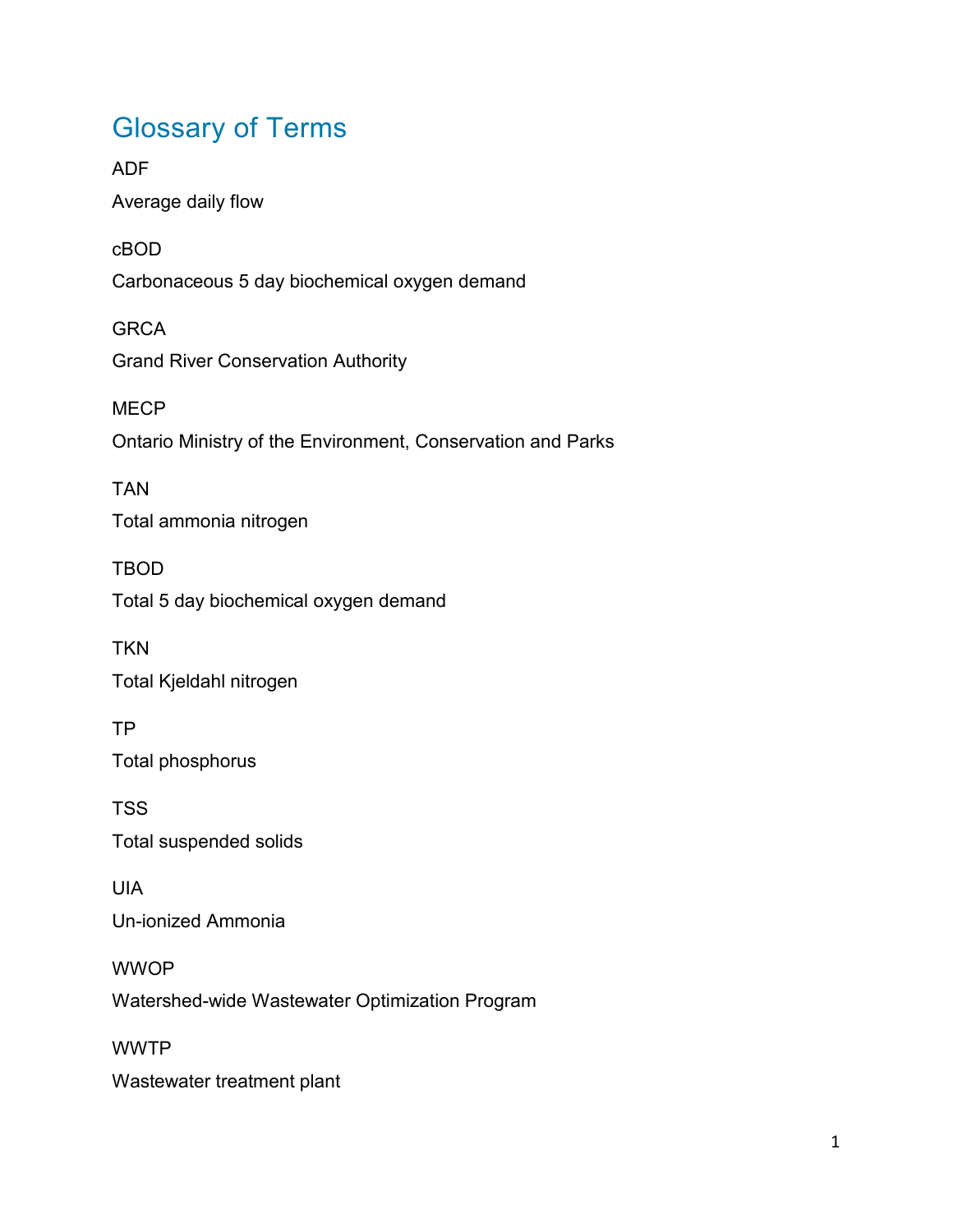# Glossary of Terms

ADF

Average daily flow

cBOD

Carbonaceous 5 day biochemical oxygen demand

GRCA

Grand River Conservation Authority

MECP

Ontario Ministry of the Environment, Conservation and Parks

TAN

Total ammonia nitrogen

TBOD

Total 5 day biochemical oxygen demand

TKN

Total Kjeldahl nitrogen

TP

Total phosphorus

TSS

Total suspended solids

UIA

Un-ionized Ammonia

WWOP

Watershed-wide Wastewater Optimization Program

WWTP

Wastewater treatment plant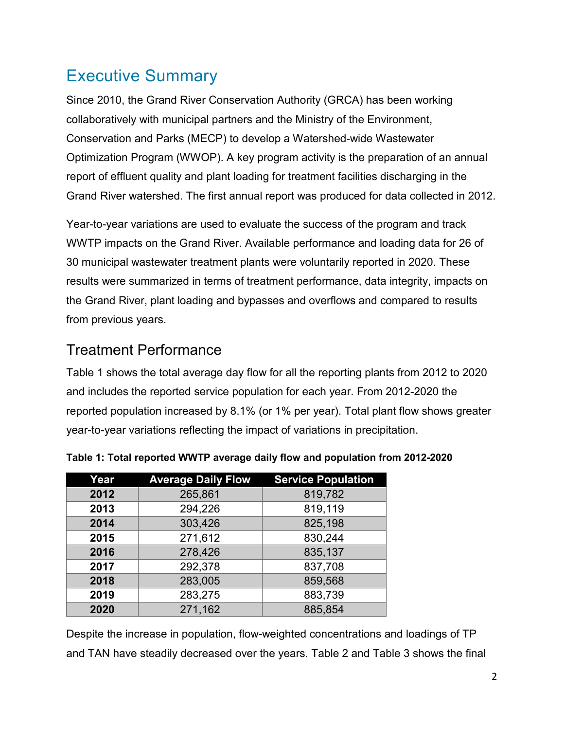# Executive Summary

Since 2010, the Grand River Conservation Authority (GRCA) has been working collaboratively with municipal partners and the Ministry of the Environment, Conservation and Parks (MECP) to develop a Watershed-wide Wastewater Optimization Program (WWOP). A key program activity is the preparation of an annual report of effluent quality and plant loading for treatment facilities discharging in the Grand River watershed. The first annual report was produced for data collected in 2012.

Year-to-year variations are used to evaluate the success of the program and track WWTP impacts on the Grand River. Available performance and loading data for 26 of 30 municipal wastewater treatment plants were voluntarily reported in 2020. These results were summarized in terms of treatment performance, data integrity, impacts on the Grand River, plant loading and bypasses and overflows and compared to results from previous years.

## Treatment Performance

Table 1 shows the total average day flow for all the reporting plants from 2012 to 2020 and includes the reported service population for each year. From 2012-2020 the reported population increased by 8.1% (or 1% per year). Total plant flow shows greater year-to-year variations reflecting the impact of variations in precipitation.

**Table 1: Total reported WWTP average daily flow and population from 2012-2020**

| Year | Average Daily Flow | Service Population |
|---|---|---|
| **2012** | 265,861 | 819,782 |
| **2013** | 294,226 | 819,119 |
| **2014** | 303,426 | 825,198 |
| **2015** | 271,612 | 830,244 |
| **2016** | 278,426 | 835,137 |
| **2017** | 292,378 | 837,708 |
| **2018** | 283,005 | 859,568 |
| **2019** | 283,275 | 883,739 |
| **2020** | 271,162 | 885,854 |

Despite the increase in population, flow-weighted concentrations and loadings of TP and TAN have steadily decreased over the years. Table 2 and Table 3 shows the final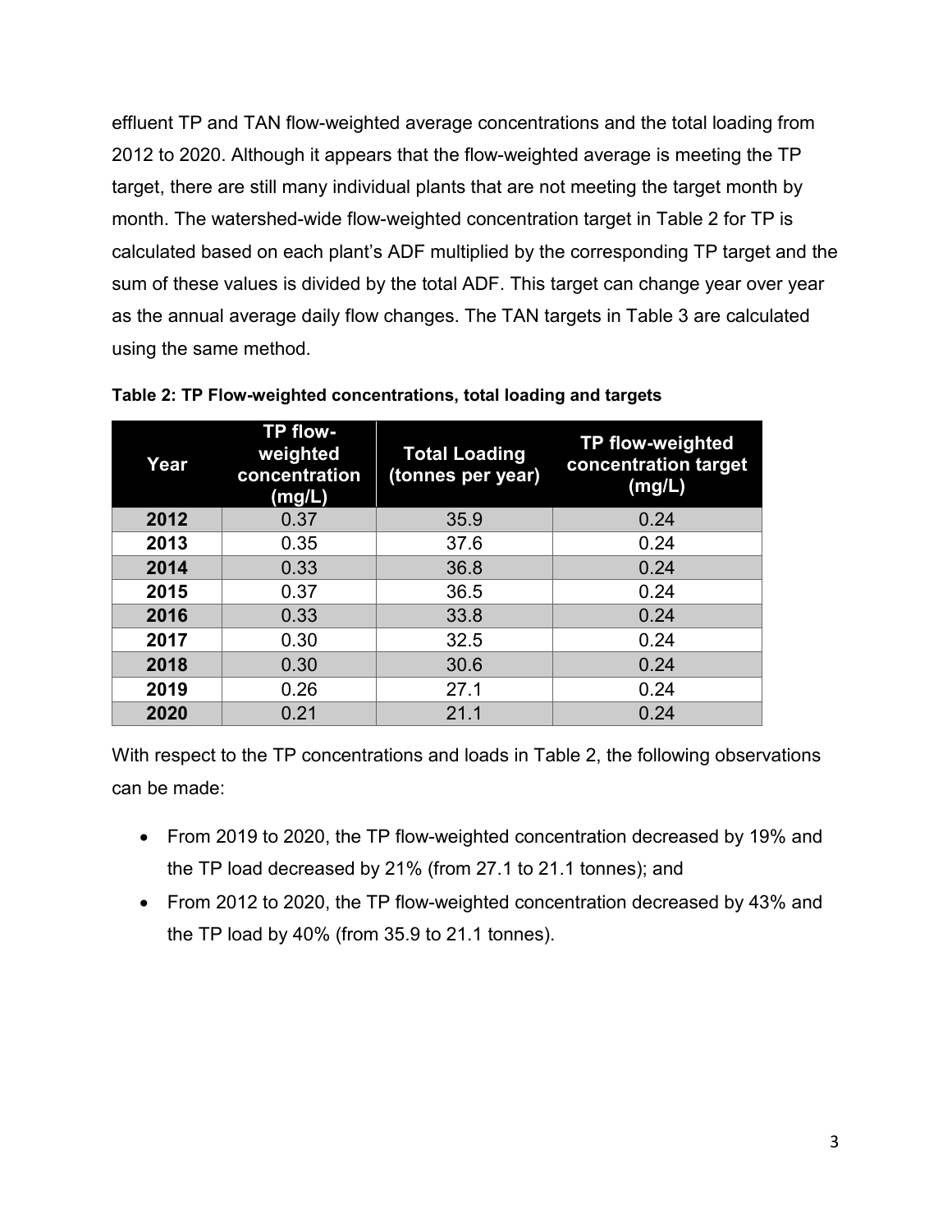effluent TP and TAN flow-weighted average concentrations and the total loading from 2012 to 2020. Although it appears that the flow-weighted average is meeting the TP target, there are still many individual plants that are not meeting the target month by month. The watershed-wide flow-weighted concentration target in Table 2 for TP is calculated based on each plant's ADF multiplied by the corresponding TP target and the sum of these values is divided by the total ADF. This target can change year over year as the annual average daily flow changes. The TAN targets in Table 3 are calculated using the same method.

**Table 2: TP Flow-weighted concentrations, total loading and targets**

| Year | TP flow-weighted concentration (mg/L) | Total Loading (tonnes per year) | TP flow-weighted concentration target (mg/L) |
|---|---|---|---|
| **2012** | 0.37 | 35.9 | 0.24 |
| **2013** | 0.35 | 37.6 | 0.24 |
| **2014** | 0.33 | 36.8 | 0.24 |
| **2015** | 0.37 | 36.5 | 0.24 |
| **2016** | 0.33 | 33.8 | 0.24 |
| **2017** | 0.30 | 32.5 | 0.24 |
| **2018** | 0.30 | 30.6 | 0.24 |
| **2019** | 0.26 | 27.1 | 0.24 |
| **2020** | 0.21 | 21.1 | 0.24 |

With respect to the TP concentrations and loads in Table 2, the following observations can be made:

- From 2019 to 2020, the TP flow-weighted concentration decreased by 19% and the TP load decreased by 21% (from 27.1 to 21.1 tonnes); and
- From 2012 to 2020, the TP flow-weighted concentration decreased by 43% and the TP load by 40% (from 35.9 to 21.1 tonnes).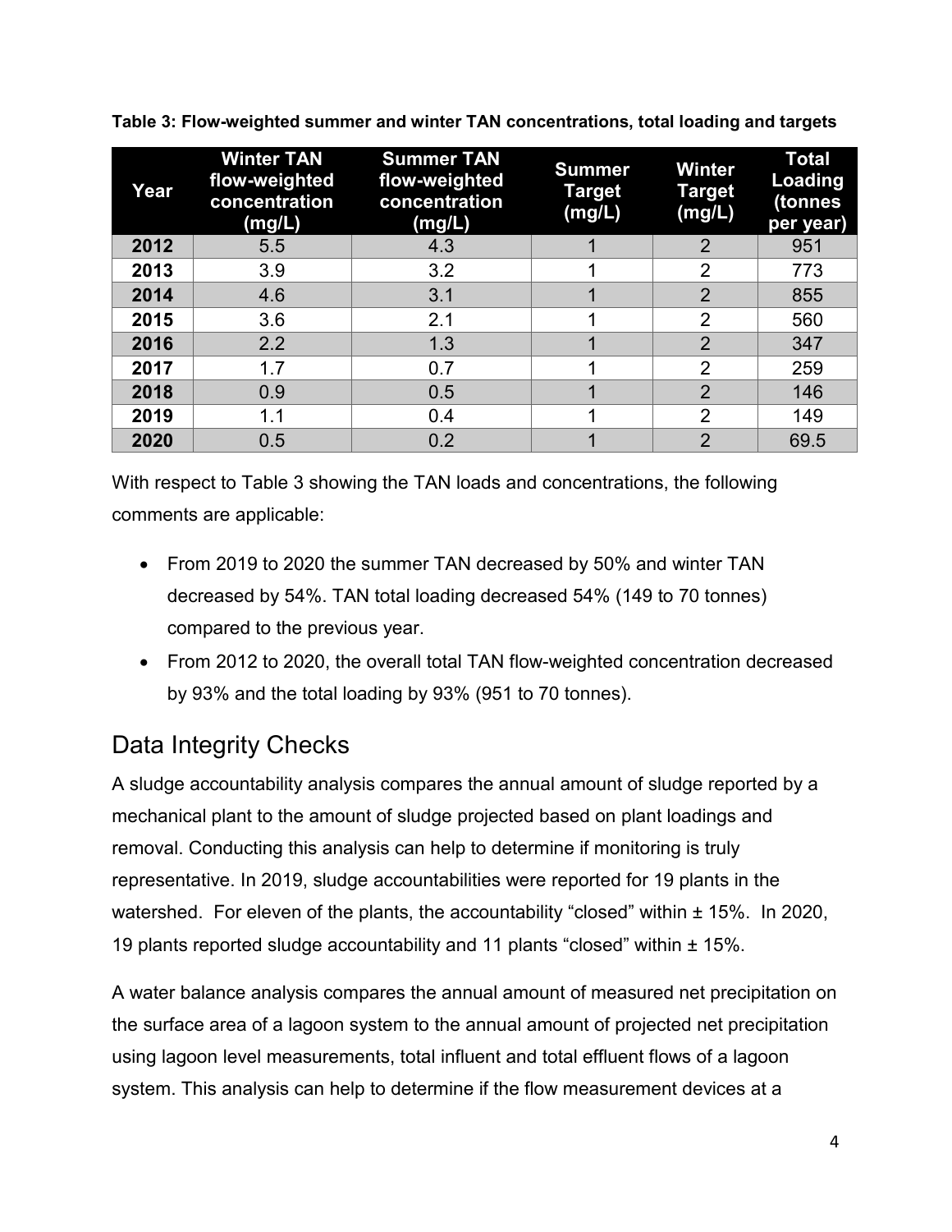**Table 3: Flow-weighted summer and winter TAN concentrations, total loading and targets**

| Year | Winter TAN flow-weighted concentration (mg/L) | Summer TAN flow-weighted concentration (mg/L) | Summer Target (mg/L) | Winter Target (mg/L) | Total Loading (tonnes per year) |
|---|---|---|---|---|---|
| **2012** | 5.5 | 4.3 | 1 | 2 | 951 |
| **2013** | 3.9 | 3.2 | 1 | 2 | 773 |
| **2014** | 4.6 | 3.1 | 1 | 2 | 855 |
| **2015** | 3.6 | 2.1 | 1 | 2 | 560 |
| **2016** | 2.2 | 1.3 | 1 | 2 | 347 |
| **2017** | 1.7 | 0.7 | 1 | 2 | 259 |
| **2018** | 0.9 | 0.5 | 1 | 2 | 146 |
| **2019** | 1.1 | 0.4 | 1 | 2 | 149 |
| **2020** | 0.5 | 0.2 | 1 | 2 | 69.5 |

With respect to Table 3 showing the TAN loads and concentrations, the following comments are applicable:

- From 2019 to 2020 the summer TAN decreased by 50% and winter TAN decreased by 54%. TAN total loading decreased 54% (149 to 70 tonnes) compared to the previous year.
- From 2012 to 2020, the overall total TAN flow-weighted concentration decreased by 93% and the total loading by 93% (951 to 70 tonnes).

## Data Integrity Checks

A sludge accountability analysis compares the annual amount of sludge reported by a mechanical plant to the amount of sludge projected based on plant loadings and removal. Conducting this analysis can help to determine if monitoring is truly representative. In 2019, sludge accountabilities were reported for 19 plants in the watershed. For eleven of the plants, the accountability "closed" within ± 15%. In 2020, 19 plants reported sludge accountability and 11 plants "closed" within ± 15%.

A water balance analysis compares the annual amount of measured net precipitation on the surface area of a lagoon system to the annual amount of projected net precipitation using lagoon level measurements, total influent and total effluent flows of a lagoon system. This analysis can help to determine if the flow measurement devices at a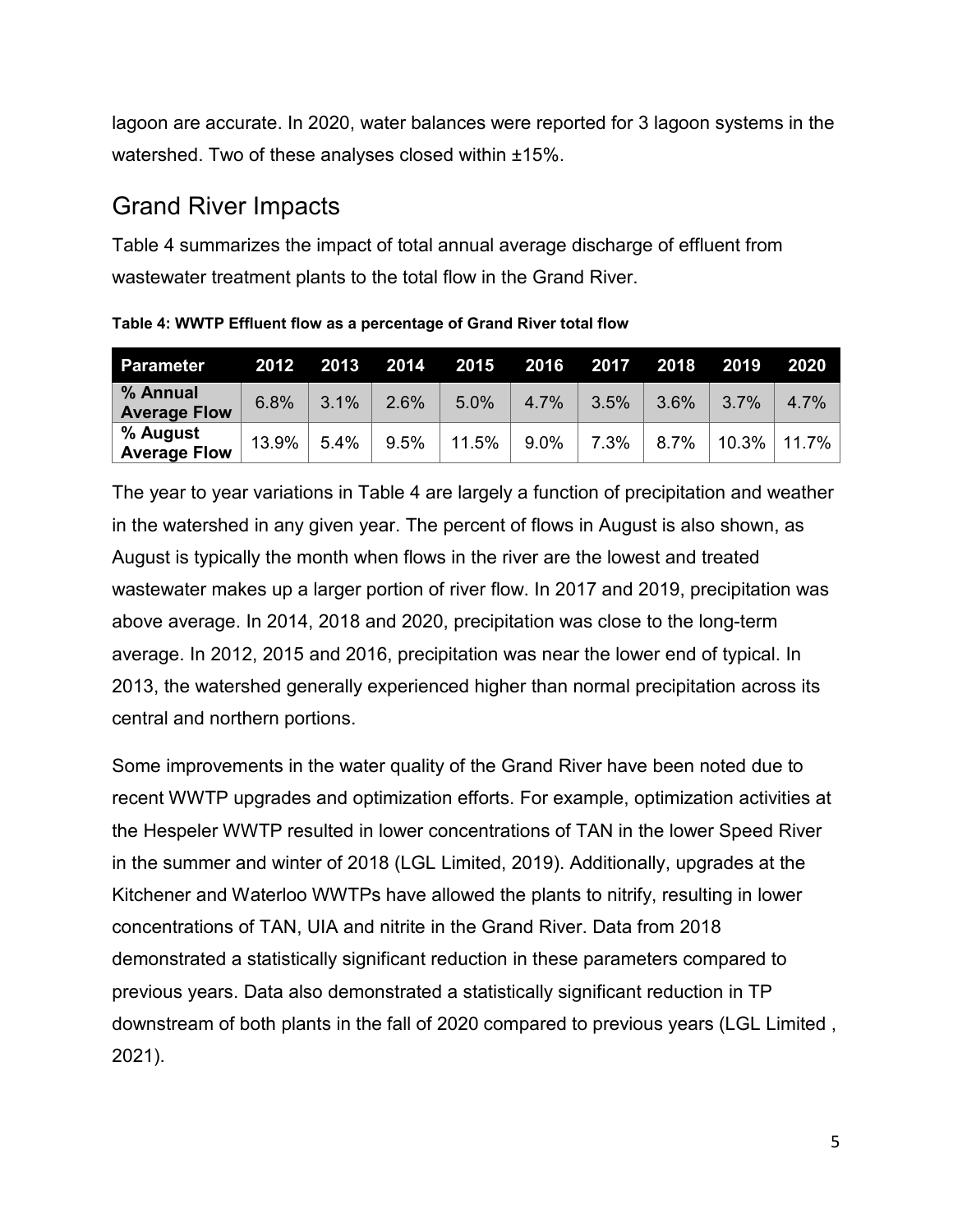lagoon are accurate. In 2020, water balances were reported for 3 lagoon systems in the watershed. Two of these analyses closed within ±15%.

## Grand River Impacts

Table 4 summarizes the impact of total annual average discharge of effluent from wastewater treatment plants to the total flow in the Grand River.

**Table 4: WWTP Effluent flow as a percentage of Grand River total flow**

| Parameter | 2012 | 2013 | 2014 | 2015 | 2016 | 2017 | 2018 | 2019 | 2020 |
|---|---|---|---|---|---|---|---|---|---|
| % Annual Average Flow | 6.8% | 3.1% | 2.6% | 5.0% | 4.7% | 3.5% | 3.6% | 3.7% | 4.7% |
| % August Average Flow | 13.9% | 5.4% | 9.5% | 11.5% | 9.0% | 7.3% | 8.7% | 10.3% | 11.7% |

The year to year variations in Table 4 are largely a function of precipitation and weather in the watershed in any given year. The percent of flows in August is also shown, as August is typically the month when flows in the river are the lowest and treated wastewater makes up a larger portion of river flow. In 2017 and 2019, precipitation was above average. In 2014, 2018 and 2020, precipitation was close to the long-term average. In 2012, 2015 and 2016, precipitation was near the lower end of typical. In 2013, the watershed generally experienced higher than normal precipitation across its central and northern portions.

Some improvements in the water quality of the Grand River have been noted due to recent WWTP upgrades and optimization efforts. For example, optimization activities at the Hespeler WWTP resulted in lower concentrations of TAN in the lower Speed River in the summer and winter of 2018 (LGL Limited, 2019). Additionally, upgrades at the Kitchener and Waterloo WWTPs have allowed the plants to nitrify, resulting in lower concentrations of TAN, UIA and nitrite in the Grand River. Data from 2018 demonstrated a statistically significant reduction in these parameters compared to previous years. Data also demonstrated a statistically significant reduction in TP downstream of both plants in the fall of 2020 compared to previous years (LGL Limited , 2021).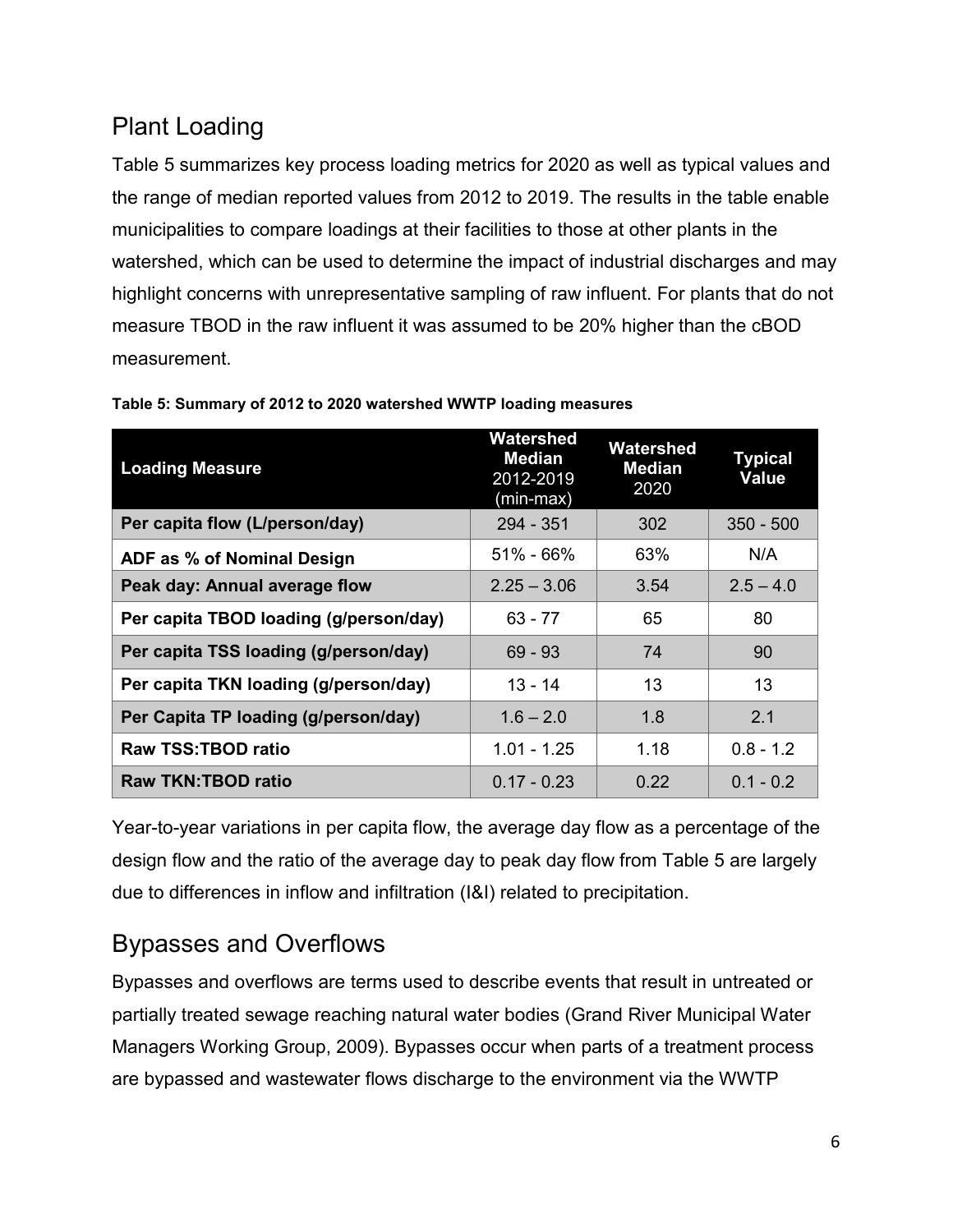## Plant Loading

Table 5 summarizes key process loading metrics for 2020 as well as typical values and the range of median reported values from 2012 to 2019. The results in the table enable municipalities to compare loadings at their facilities to those at other plants in the watershed, which can be used to determine the impact of industrial discharges and may highlight concerns with unrepresentative sampling of raw influent. For plants that do not measure TBOD in the raw influent it was assumed to be 20% higher than the cBOD measurement.

**Table 5: Summary of 2012 to 2020 watershed WWTP loading measures**

| Loading Measure | Watershed Median 2012-2019 (min-max) | Watershed Median 2020 | Typical Value |
|---|---|---|---|
| **Per capita flow (L/person/day)** | 294 - 351 | 302 | 350 - 500 |
| **ADF as % of Nominal Design** | 51% - 66% | 63% | N/A |
| **Peak day: Annual average flow** | 2.25 – 3.06 | 3.54 | 2.5 – 4.0 |
| **Per capita TBOD loading (g/person/day)** | 63 - 77 | 65 | 80 |
| **Per capita TSS loading (g/person/day)** | 69 - 93 | 74 | 90 |
| **Per capita TKN loading (g/person/day)** | 13 - 14 | 13 | 13 |
| **Per Capita TP loading (g/person/day)** | 1.6 – 2.0 | 1.8 | 2.1 |
| **Raw TSS:TBOD ratio** | 1.01 - 1.25 | 1.18 | 0.8 - 1.2 |
| **Raw TKN:TBOD ratio** | 0.17 - 0.23 | 0.22 | 0.1 - 0.2 |

Year-to-year variations in per capita flow, the average day flow as a percentage of the design flow and the ratio of the average day to peak day flow from Table 5 are largely due to differences in inflow and infiltration (I&I) related to precipitation.

## Bypasses and Overflows

Bypasses and overflows are terms used to describe events that result in untreated or partially treated sewage reaching natural water bodies (Grand River Municipal Water Managers Working Group, 2009). Bypasses occur when parts of a treatment process are bypassed and wastewater flows discharge to the environment via the WWTP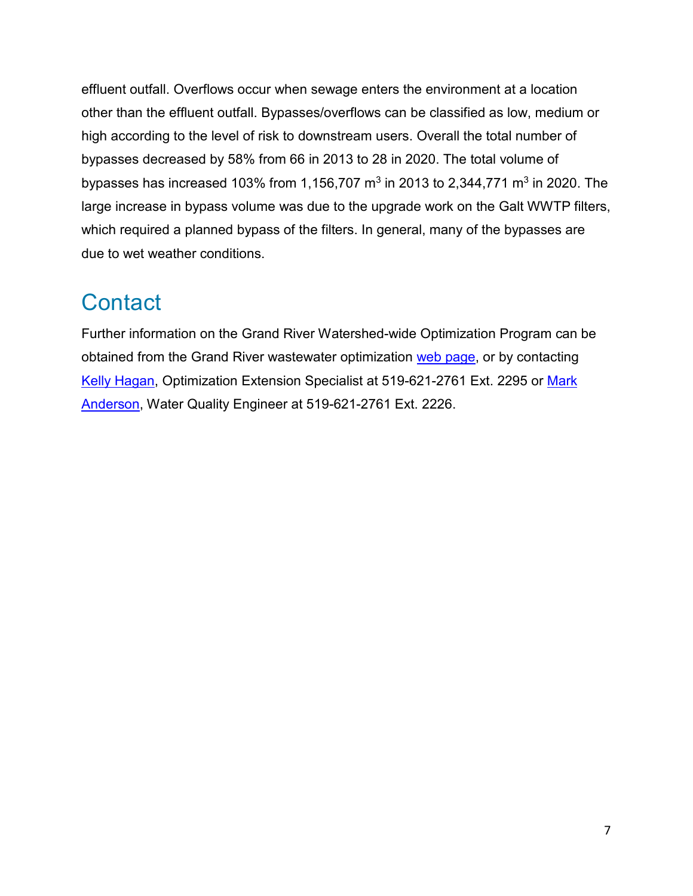effluent outfall. Overflows occur when sewage enters the environment at a location other than the effluent outfall. Bypasses/overflows can be classified as low, medium or high according to the level of risk to downstream users. Overall the total number of bypasses decreased by 58% from 66 in 2013 to 28 in 2020. The total volume of bypasses has increased 103% from 1,156,707 $m^3$ in 2013 to 2,344,771 $m^3$ in 2020. The large increase in bypass volume was due to the upgrade work on the Galt WWTP filters, which required a planned bypass of the filters. In general, many of the bypasses are due to wet weather conditions.

## Contact

Further information on the Grand River Watershed-wide Optimization Program can be obtained from the Grand River wastewater optimization web page, or by contacting Kelly Hagan, Optimization Extension Specialist at 519-621-2761 Ext. 2295 or Mark Anderson, Water Quality Engineer at 519-621-2761 Ext. 2226.